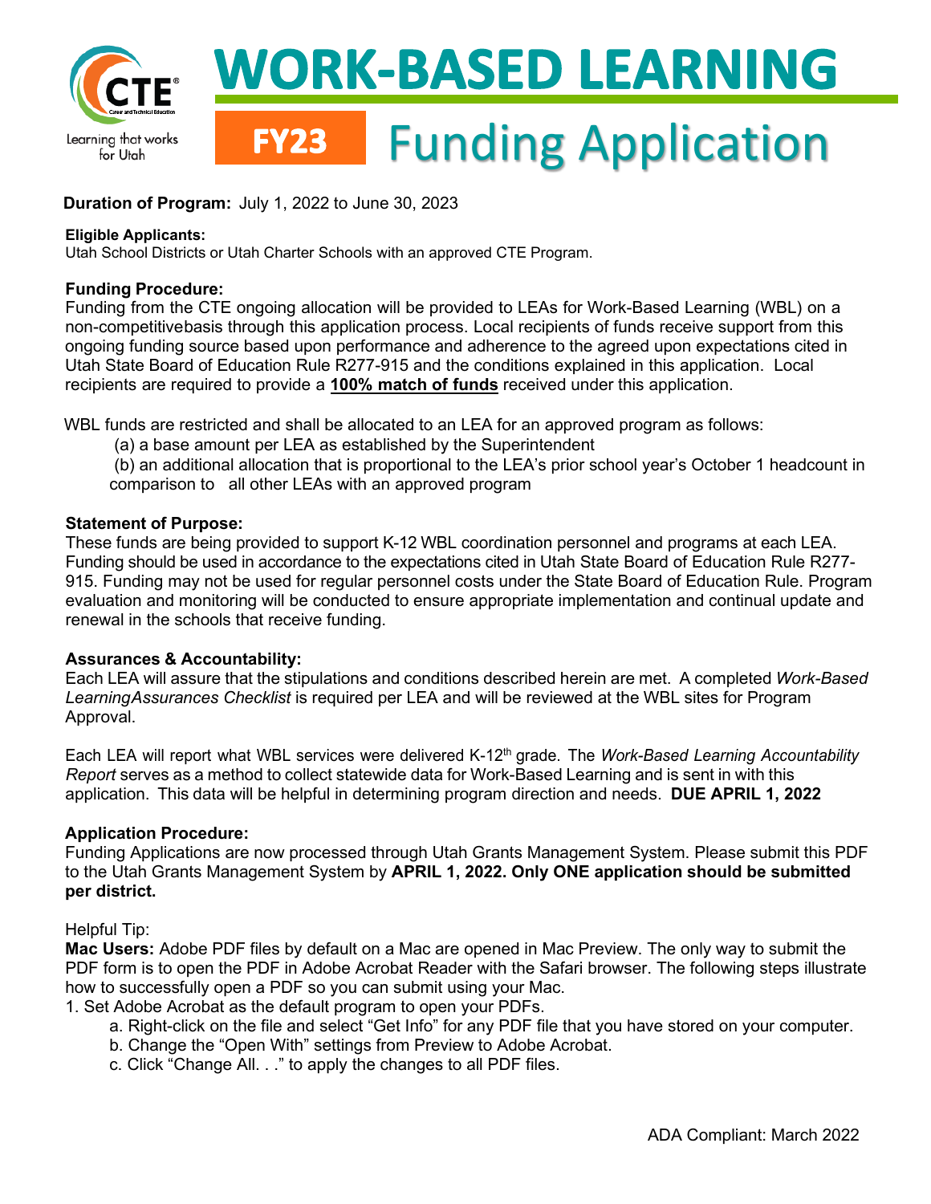Learning that works for Utah

# WORK-BASED LEARNING

# FY23 Funding Application

**Duration of Program:** July 1, 2022 to June 30, 2023

**Eligible Applicants:**
Utah School Districts or Utah Charter Schools with an approved CTE Program.

**Funding Procedure:**
Funding from the CTE ongoing allocation will be provided to LEAs for Work-Based Learning (WBL) on a non-competitivebasis through this application process. Local recipients of funds receive support from this ongoing funding source based upon performance and adherence to the agreed upon expectations cited in Utah State Board of Education Rule R277-915 and the conditions explained in this application. Local recipients are required to provide a **100% match of funds** received under this application.

WBL funds are restricted and shall be allocated to an LEA for an approved program as follows:

(a) a base amount per LEA as established by the Superintendent

(b) an additional allocation that is proportional to the LEA's prior school year's October 1 headcount in comparison to all other LEAs with an approved program

**Statement of Purpose:**
These funds are being provided to support K-12 WBL coordination personnel and programs at each LEA. Funding should be used in accordance to the expectations cited in Utah State Board of Education Rule R277-915. Funding may not be used for regular personnel costs under the State Board of Education Rule. Program evaluation and monitoring will be conducted to ensure appropriate implementation and continual update and renewal in the schools that receive funding.

**Assurances & Accountability:**
Each LEA will assure that the stipulations and conditions described herein are met. A completed *Work-Based LearningAssurances Checklist* is required per LEA and will be reviewed at the WBL sites for Program Approval.

Each LEA will report what WBL services were delivered K-12th grade. The *Work-Based Learning Accountability Report* serves as a method to collect statewide data for Work-Based Learning and is sent in with this application. This data will be helpful in determining program direction and needs. **DUE APRIL 1, 2022**

**Application Procedure:**
Funding Applications are now processed through Utah Grants Management System. Please submit this PDF to the Utah Grants Management System by **APRIL 1, 2022. Only ONE application should be submitted per district.**

Helpful Tip:
**Mac Users:** Adobe PDF files by default on a Mac are opened in Mac Preview. The only way to submit the PDF form is to open the PDF in Adobe Acrobat Reader with the Safari browser. The following steps illustrate how to successfully open a PDF so you can submit using your Mac.

1. Set Adobe Acrobat as the default program to open your PDFs.
   a. Right-click on the file and select "Get Info" for any PDF file that you have stored on your computer.
   b. Change the "Open With" settings from Preview to Adobe Acrobat.
   c. Click "Change All. . ." to apply the changes to all PDF files.

ADA Compliant: March 2022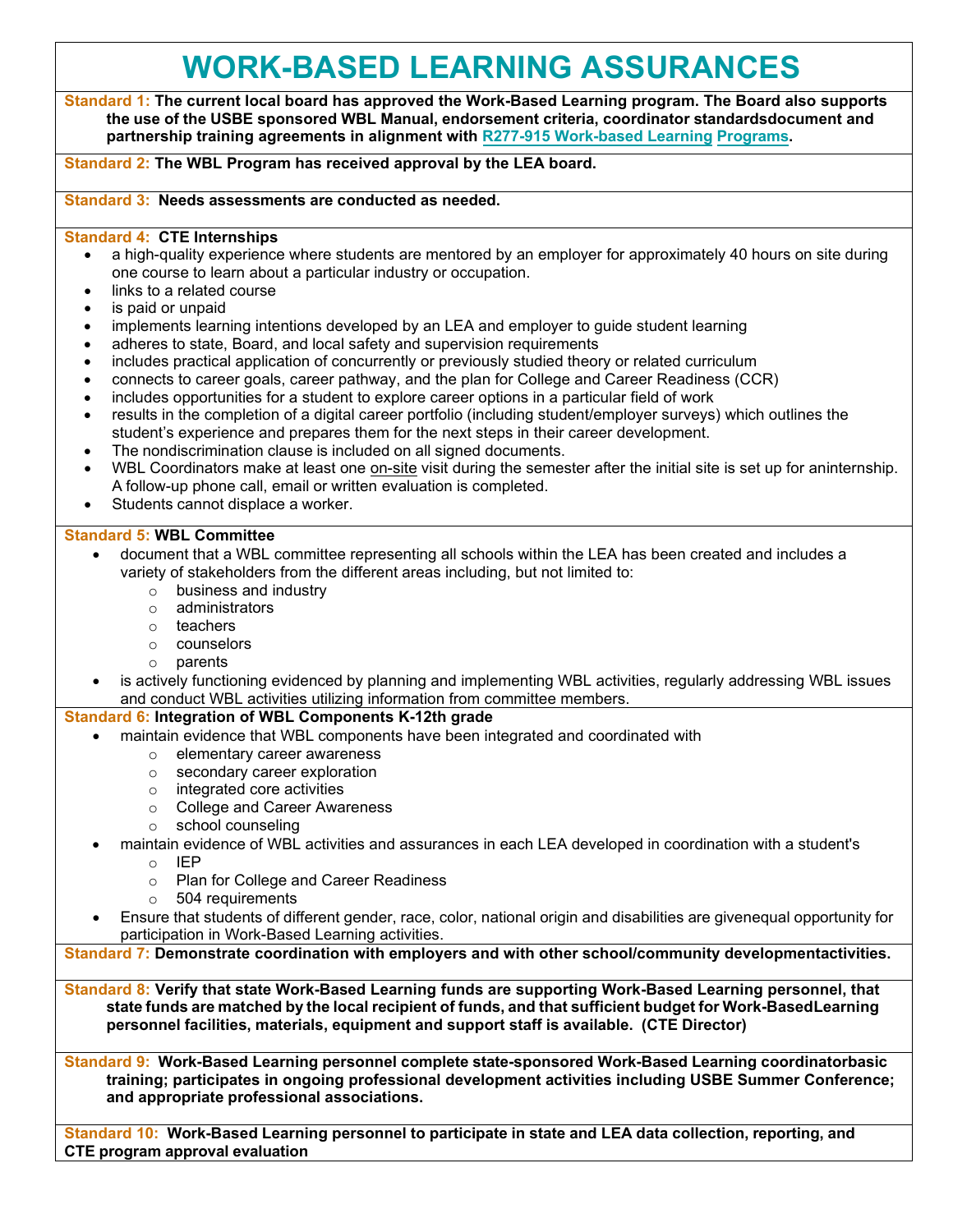# WORK-BASED LEARNING ASSURANCES

**Standard 1: The current local board has approved the Work-Based Learning program. The Board also supports the use of the USBE sponsored WBL Manual, endorsement criteria, coordinator standardsdocument and partnership training agreements in alignment with R277-915 Work-based Learning Programs.**

**Standard 2: The WBL Program has received approval by the LEA board.**

**Standard 3: Needs assessments are conducted as needed.**

**Standard 4: CTE Internships**

- a high-quality experience where students are mentored by an employer for approximately 40 hours on site during one course to learn about a particular industry or occupation.
- links to a related course
- is paid or unpaid
- implements learning intentions developed by an LEA and employer to guide student learning
- adheres to state, Board, and local safety and supervision requirements
- includes practical application of concurrently or previously studied theory or related curriculum
- connects to career goals, career pathway, and the plan for College and Career Readiness (CCR)
- includes opportunities for a student to explore career options in a particular field of work
- results in the completion of a digital career portfolio (including student/employer surveys) which outlines the student's experience and prepares them for the next steps in their career development.
- The nondiscrimination clause is included on all signed documents.
- WBL Coordinators make at least one on-site visit during the semester after the initial site is set up for aninternship. A follow-up phone call, email or written evaluation is completed.
- Students cannot displace a worker.

**Standard 5: WBL Committee**

- document that a WBL committee representing all schools within the LEA has been created and includes a variety of stakeholders from the different areas including, but not limited to:
  - business and industry
  - administrators
  - teachers
  - counselors
  - parents
- is actively functioning evidenced by planning and implementing WBL activities, regularly addressing WBL issues and conduct WBL activities utilizing information from committee members.

**Standard 6: Integration of WBL Components K-12th grade**

- maintain evidence that WBL components have been integrated and coordinated with
  - elementary career awareness
  - secondary career exploration
  - integrated core activities
  - College and Career Awareness
  - school counseling
- maintain evidence of WBL activities and assurances in each LEA developed in coordination with a student's
  - IEP
  - Plan for College and Career Readiness
  - 504 requirements
- Ensure that students of different gender, race, color, national origin and disabilities are givenequal opportunity for participation in Work-Based Learning activities.

**Standard 7: Demonstrate coordination with employers and with other school/community developmentactivities.**

**Standard 8: Verify that state Work-Based Learning funds are supporting Work-Based Learning personnel, that state funds are matched by the local recipient of funds, and that sufficient budget for Work-BasedLearning personnel facilities, materials, equipment and support staff is available. (CTE Director)**

**Standard 9: Work-Based Learning personnel complete state-sponsored Work-Based Learning coordinatorbasic training; participates in ongoing professional development activities including USBE Summer Conference; and appropriate professional associations.**

**Standard 10: Work-Based Learning personnel to participate in state and LEA data collection, reporting, and CTE program approval evaluation**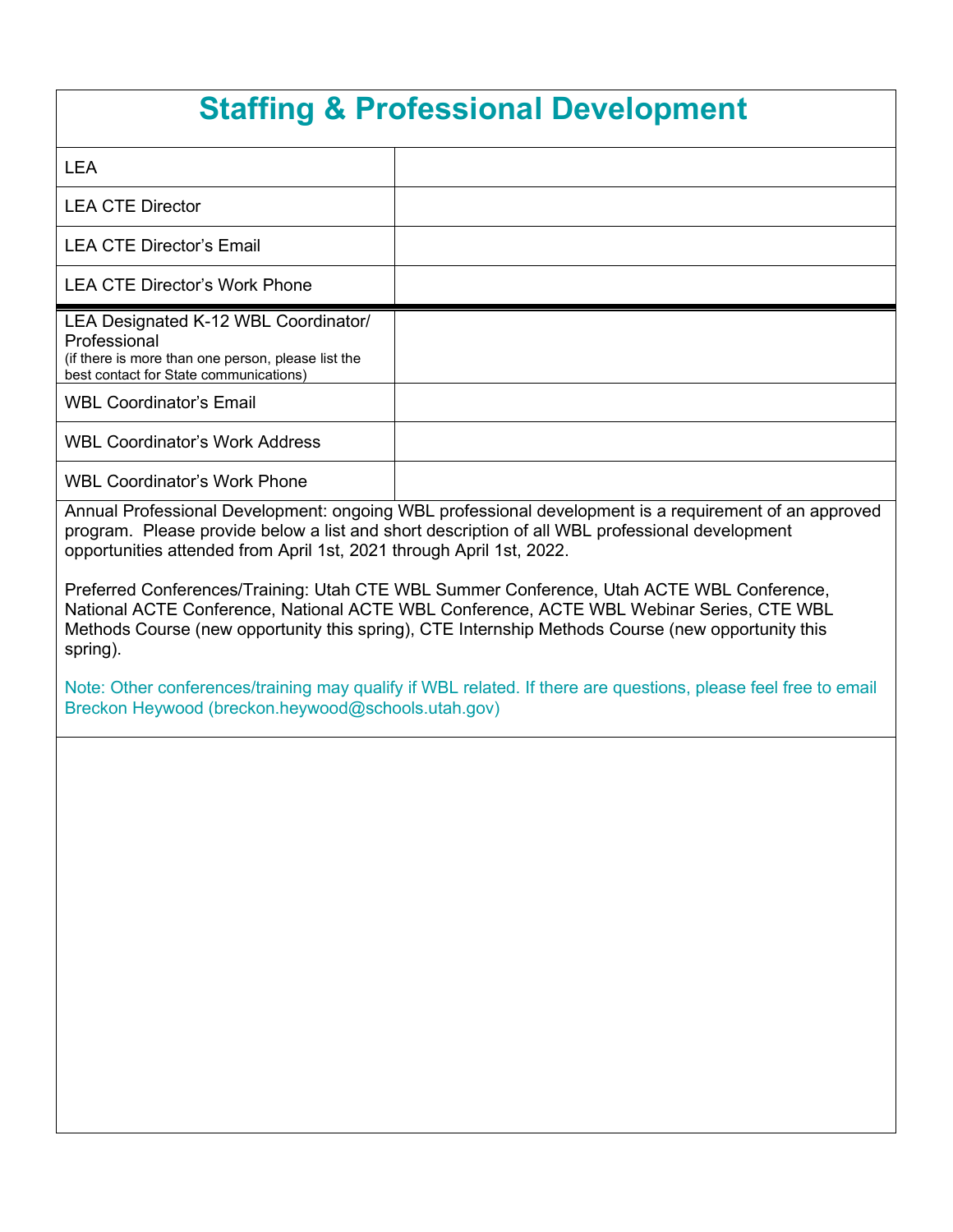# Staffing & Professional Development

| | |
|---|---|
| LEA | |
| LEA CTE Director | |
| LEA CTE Director's Email | |
| LEA CTE Director's Work Phone | |
| LEA Designated K-12 WBL Coordinator/ Professional (if there is more than one person, please list the best contact for State communications) | |
| WBL Coordinator's Email | |
| WBL Coordinator's Work Address | |
| WBL Coordinator's Work Phone | |

Annual Professional Development: ongoing WBL professional development is a requirement of an approved program. Please provide below a list and short description of all WBL professional development opportunities attended from April 1st, 2021 through April 1st, 2022.

Preferred Conferences/Training: Utah CTE WBL Summer Conference, Utah ACTE WBL Conference, National ACTE Conference, National ACTE WBL Conference, ACTE WBL Webinar Series, CTE WBL Methods Course (new opportunity this spring), CTE Internship Methods Course (new opportunity this spring).

Note: Other conferences/training may qualify if WBL related. If there are questions, please feel free to email Breckon Heywood (breckon.heywood@schools.utah.gov)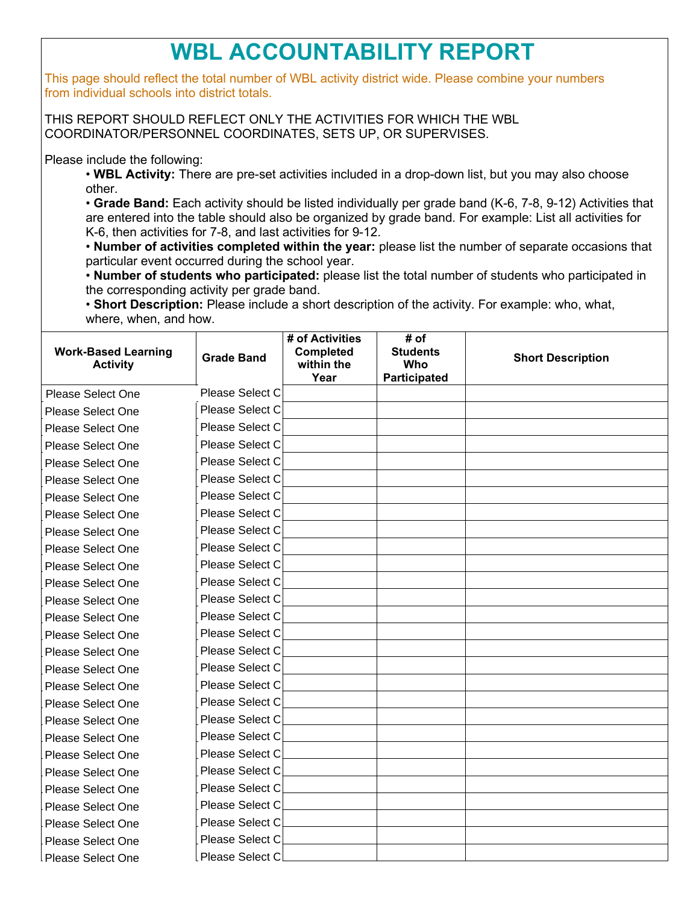# WBL ACCOUNTABILITY REPORT

This page should reflect the total number of WBL activity district wide. Please combine your numbers from individual schools into district totals.

THIS REPORT SHOULD REFLECT ONLY THE ACTIVITIES FOR WHICH THE WBL COORDINATOR/PERSONNEL COORDINATES, SETS UP, OR SUPERVISES.

Please include the following:

- **WBL Activity:** There are pre-set activities included in a drop-down list, but you may also choose other.
- **Grade Band:** Each activity should be listed individually per grade band (K-6, 7-8, 9-12) Activities that are entered into the table should also be organized by grade band. For example: List all activities for K-6, then activities for 7-8, and last activities for 9-12.
- **Number of activities completed within the year:** please list the number of separate occasions that particular event occurred during the school year.
- **Number of students who participated:** please list the total number of students who participated in the corresponding activity per grade band.
- **Short Description:** Please include a short description of the activity. For example: who, what, where, when, and how.

| Work-Based Learning Activity | Grade Band | # of Activities Completed within the Year | # of Students Who Participated | Short Description |
|---|---|---|---|---|
| Please Select One | Please Select C | | | |
| Please Select One | Please Select C | | | |
| Please Select One | Please Select C | | | |
| Please Select One | Please Select C | | | |
| Please Select One | Please Select C | | | |
| Please Select One | Please Select C | | | |
| Please Select One | Please Select C | | | |
| Please Select One | Please Select C | | | |
| Please Select One | Please Select C | | | |
| Please Select One | Please Select C | | | |
| Please Select One | Please Select C | | | |
| Please Select One | Please Select C | | | |
| Please Select One | Please Select C | | | |
| Please Select One | Please Select C | | | |
| Please Select One | Please Select C | | | |
| Please Select One | Please Select C | | | |
| Please Select One | Please Select C | | | |
| Please Select One | Please Select C | | | |
| Please Select One | Please Select C | | | |
| Please Select One | Please Select C | | | |
| Please Select One | Please Select C | | | |
| Please Select One | Please Select C | | | |
| Please Select One | Please Select C | | | |
| Please Select One | Please Select C | | | |
| Please Select One | Please Select C | | | |
| Please Select One | Please Select C | | | |
| Please Select One | Please Select C | | | |
| Please Select One | Please Select C | | | |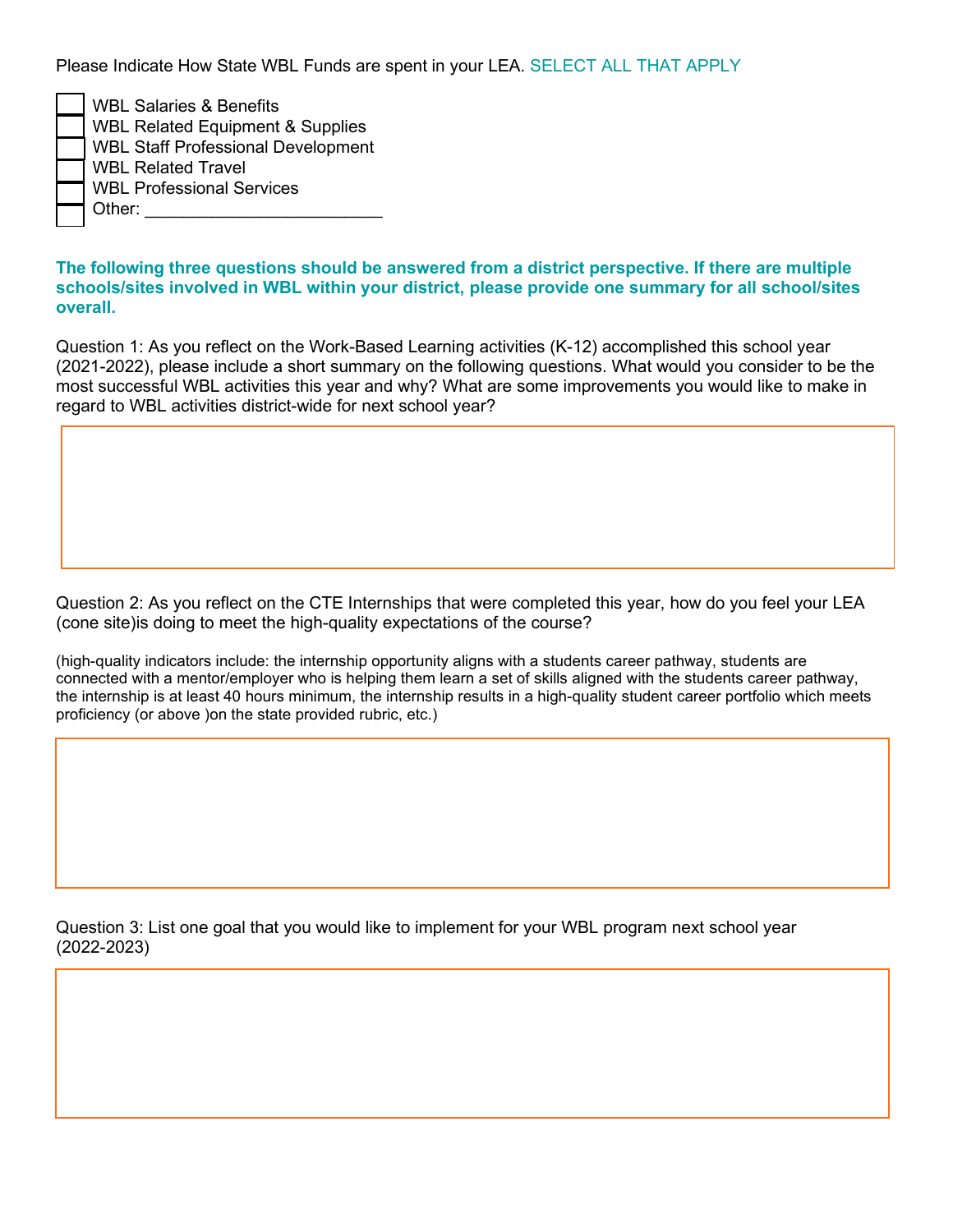Please Indicate How State WBL Funds are spent in your LEA. SELECT ALL THAT APPLY

- [ ] WBL Salaries & Benefits
- [ ] WBL Related Equipment & Supplies
- [ ] WBL Staff Professional Development
- [ ] WBL Related Travel
- [ ] WBL Professional Services
- [ ] Other: ________________________

**The following three questions should be answered from a district perspective. If there are multiple schools/sites involved in WBL within your district, please provide one summary for all school/sites overall.**

Question 1: As you reflect on the Work-Based Learning activities (K-12) accomplished this school year (2021-2022), please include a short summary on the following questions. What would you consider to be the most successful WBL activities this year and why? What are some improvements you would like to make in regard to WBL activities district-wide for next school year?

Question 2: As you reflect on the CTE Internships that were completed this year, how do you feel your LEA (cone site)is doing to meet the high-quality expectations of the course?

(high-quality indicators include: the internship opportunity aligns with a students career pathway, students are connected with a mentor/employer who is helping them learn a set of skills aligned with the students career pathway, the internship is at least 40 hours minimum, the internship results in a high-quality student career portfolio which meets proficiency (or above )on the state provided rubric, etc.)

Question 3: List one goal that you would like to implement for your WBL program next school year (2022-2023)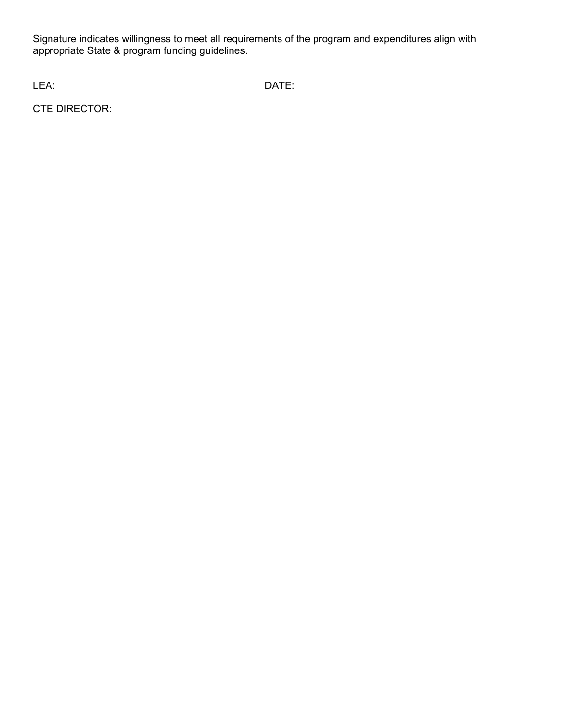Signature indicates willingness to meet all requirements of the program and expenditures align with appropriate State & program funding guidelines.

LEA: DATE:

CTE DIRECTOR: